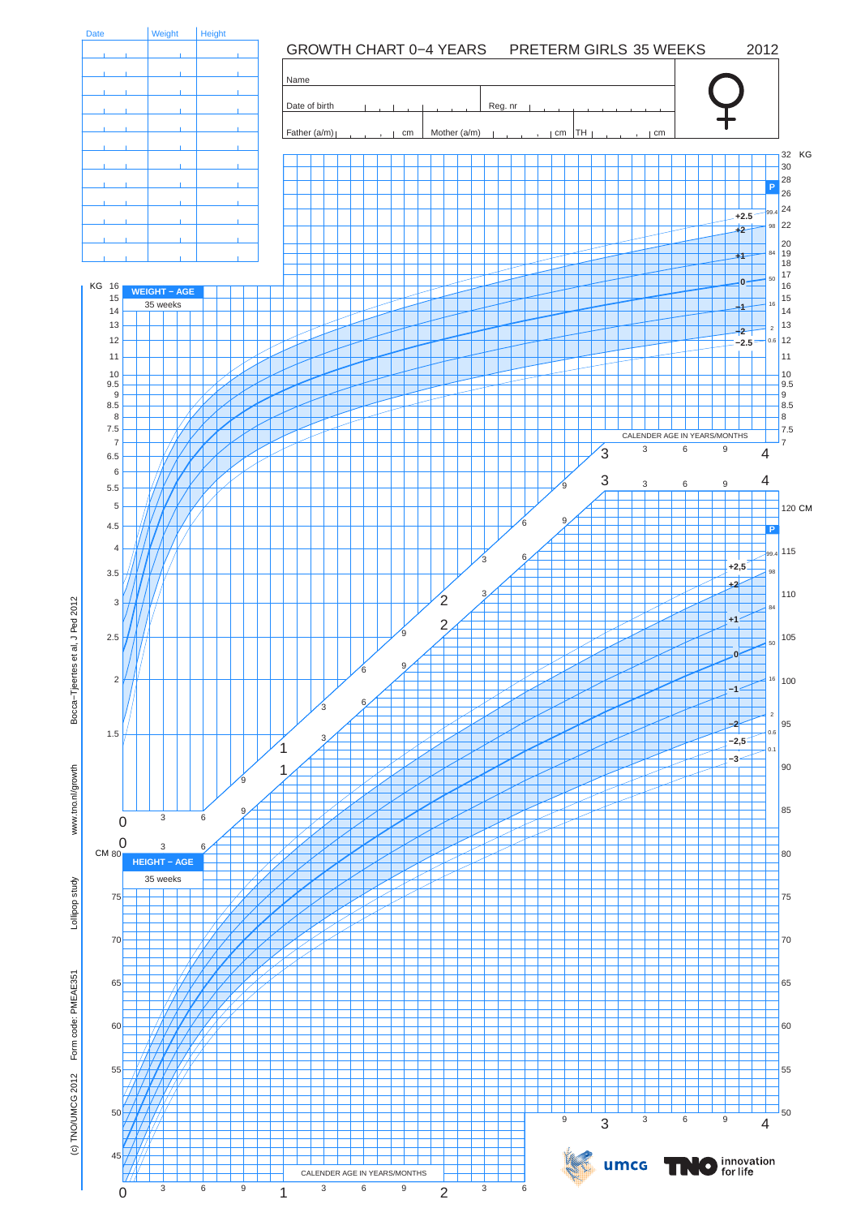# GROWTH CHART 0−4 YEARS PRETERM GIRLS 35 WEEKS 2012

| Date | Weight | Height |
|---|---|---|
| | | |
| | | |
| | | |
| | | |
| | | |
| | | |
| | | |
| | | |
| | | |
| | | |
| | | |
| | | |

Name

Date of birth

Reg. nr

Father (a/m) cm

Mother (a/m) cm

TH cm

**WEIGHT − AGE**

35 weeks

KG

16 15 14 13 12 11 10 9.5 9 8.5 8 7.5 7 6.5 6 5.5 5 4.5 4 3.5 3 2.5 2 1.5

32 KG 30 28 26 24 22 20 19 18 17 16 15 14 13 12 11 10 9.5 9 8.5 8 7.5 7

P

99.4 98 84 50 16 2 0.6

+2.5 +2 +1 0 −1 −2 −2.5

CALENDER AGE IN YEARS/MONTHS

0 3 6 9 1 3 6 9 2 3 6 9 3 3 6 9 4

**HEIGHT − AGE**

35 weeks

CM 80 75 70 65 60 55 50 45

120 CM 115 110 105 100 95 90 85 80 75 70 65 60 55 50

P

99.4 98 84 50 16 2 0.6 0.1

+2,5 +2 +1 0 −1 −2 −2,5 −3

CALENDER AGE IN YEARS/MONTHS

0 3 6 9 1 3 6 9 2 3 6 9 3 3 6 9 4

(c) TNO/UMCG 2012 Form code: PMEAE351 Lollipop study www.tno.nl/growth Bocca−Tjeertes et al, J Ped 2012

umcg

TNO innovation for life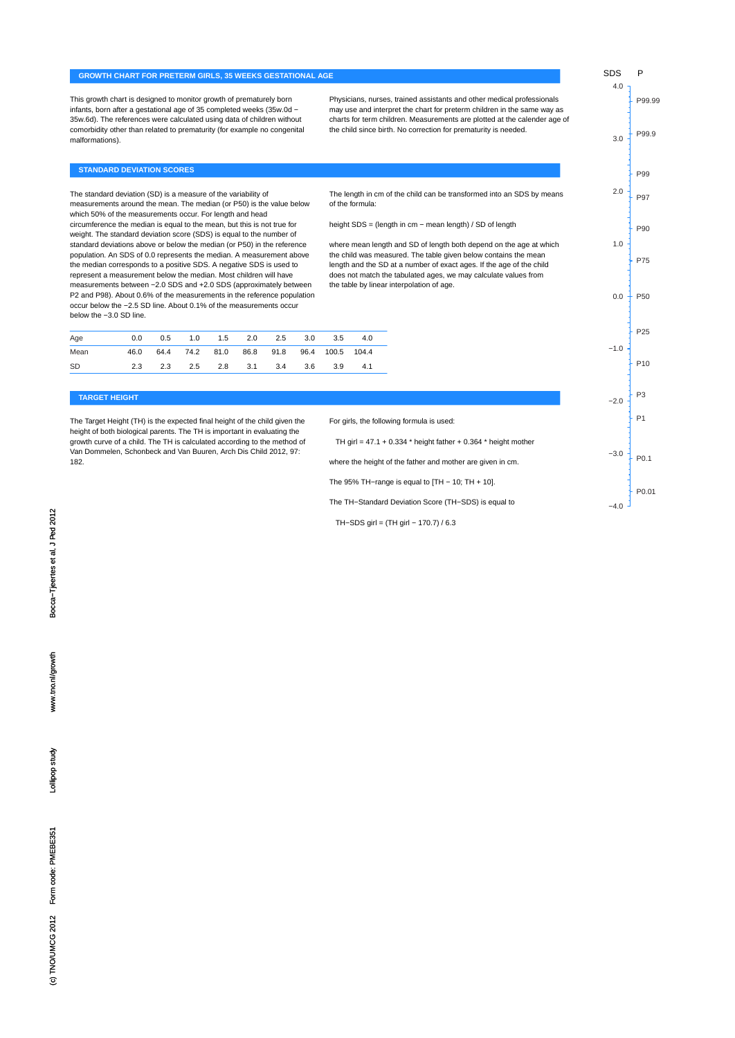## GROWTH CHART FOR PRETERM GIRLS, 35 WEEKS GESTATIONAL AGE

This growth chart is designed to monitor growth of prematurely born infants, born after a gestational age of 35 completed weeks (35w.0d − 35w.6d). The references were calculated using data of children without comorbidity other than related to prematurity (for example no congenital malformations).

Physicians, nurses, trained assistants and other medical professionals may use and interpret the chart for preterm children in the same way as charts for term children. Measurements are plotted at the calender age of the child since birth. No correction for prematurity is needed.

## STANDARD DEVIATION SCORES

The standard deviation (SD) is a measure of the variability of measurements around the mean. The median (or P50) is the value below which 50% of the measurements occur. For length and head circumference the median is equal to the mean, but this is not true for weight. The standard deviation score (SDS) is equal to the number of standard deviations above or below the median (or P50) in the reference population. An SDS of 0.0 represents the median. A measurement above the median corresponds to a positive SDS. A negative SDS is used to represent a measurement below the median. Most children will have measurements between −2.0 SDS and +2.0 SDS (approximately between P2 and P98). About 0.6% of the measurements in the reference population occur below the −2.5 SD line. About 0.1% of the measurements occur below the −3.0 SD line.

| Age | 0.0 | 0.5 | 1.0 | 1.5 | 2.0 | 2.5 | 3.0 | 3.5 | 4.0 |
|---|---|---|---|---|---|---|---|---|---|
| Mean | 46.0 | 64.4 | 74.2 | 81.0 | 86.8 | 91.8 | 96.4 | 100.5 | 104.4 |
| SD | 2.3 | 2.3 | 2.5 | 2.8 | 3.1 | 3.4 | 3.6 | 3.9 | 4.1 |

The length in cm of the child can be transformed into an SDS by means of the formula:

height SDS = (length in cm − mean length) / SD of length

where mean length and SD of length both depend on the age at which the child was measured. The table given below contains the mean length and the SD at a number of exact ages. If the age of the child does not match the tabulated ages, we may calculate values from the table by linear interpolation of age.

## TARGET HEIGHT

The Target Height (TH) is the expected final height of the child given the height of both biological parents. The TH is important in evaluating the growth curve of a child. The TH is calculated according to the method of Van Dommelen, Schonbeck and Van Buuren, Arch Dis Child 2012, 97: 182.

For girls, the following formula is used:

TH girl = 47.1 + 0.334 * height father + 0.364 * height mother

where the height of the father and mother are given in cm.

The 95% TH−range is equal to [TH − 10; TH + 10].

The TH−Standard Deviation Score (TH−SDS) is equal to

TH−SDS girl = (TH girl − 170.7) / 6.3

SDS P
4.0
P99.99
3.0
P99.9
P99
2.0
P97
P90
1.0
P75
0.0
P50
P25
−1.0
P10
−2.0
P3
P1
−3.0
P0.1
P0.01
−4.0

(c) TNO/UMCG 2012 Form code: PMEBE351 Lollipop study www.tno.nl/growth Bocca−Tjeertes et al, J Ped 2012